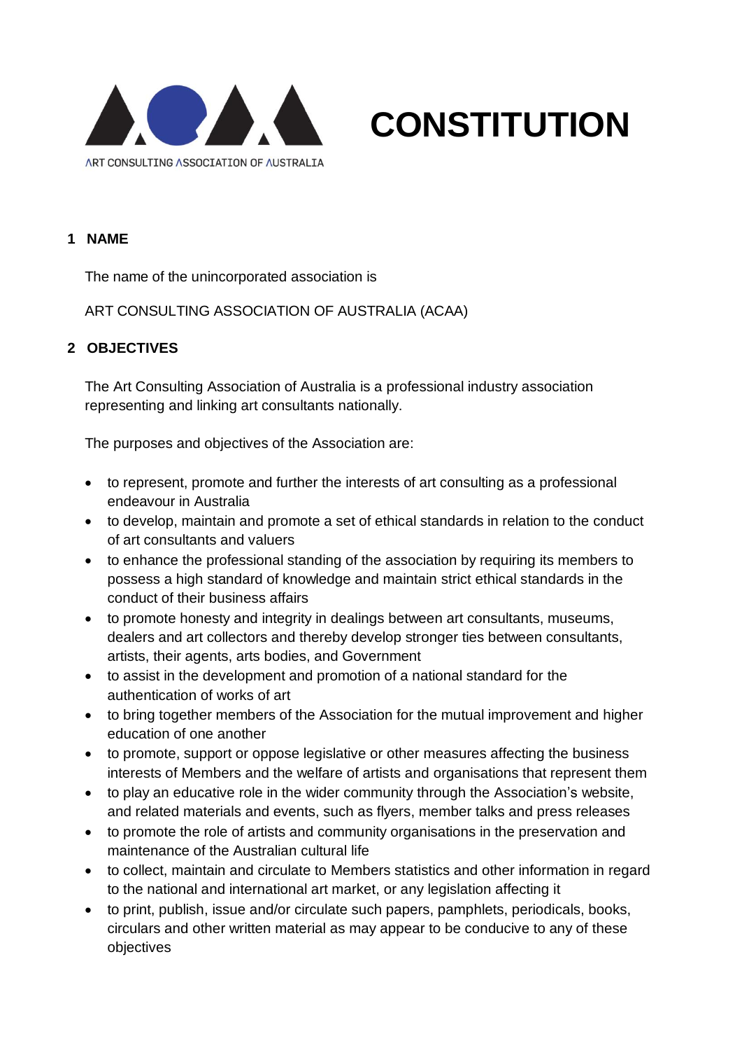ART CONSULTING ASSOCIATION OF AUSTRALIA

# CONSTITUTION

## 1 NAME

The name of the unincorporated association is

ART CONSULTING ASSOCIATION OF AUSTRALIA (ACAA)

## 2 OBJECTIVES

The Art Consulting Association of Australia is a professional industry association representing and linking art consultants nationally.

The purposes and objectives of the Association are:

- to represent, promote and further the interests of art consulting as a professional endeavour in Australia
- to develop, maintain and promote a set of ethical standards in relation to the conduct of art consultants and valuers
- to enhance the professional standing of the association by requiring its members to possess a high standard of knowledge and maintain strict ethical standards in the conduct of their business affairs
- to promote honesty and integrity in dealings between art consultants, museums, dealers and art collectors and thereby develop stronger ties between consultants, artists, their agents, arts bodies, and Government
- to assist in the development and promotion of a national standard for the authentication of works of art
- to bring together members of the Association for the mutual improvement and higher education of one another
- to promote, support or oppose legislative or other measures affecting the business interests of Members and the welfare of artists and organisations that represent them
- to play an educative role in the wider community through the Association's website, and related materials and events, such as flyers, member talks and press releases
- to promote the role of artists and community organisations in the preservation and maintenance of the Australian cultural life
- to collect, maintain and circulate to Members statistics and other information in regard to the national and international art market, or any legislation affecting it
- to print, publish, issue and/or circulate such papers, pamphlets, periodicals, books, circulars and other written material as may appear to be conducive to any of these objectives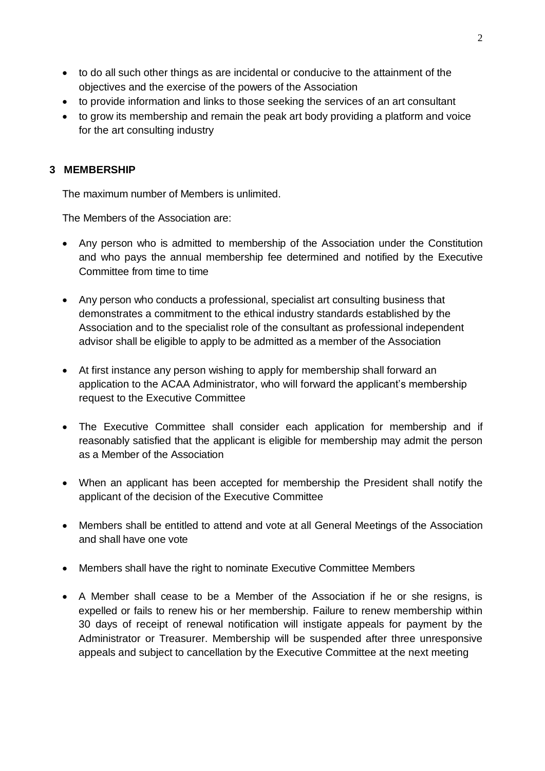- to do all such other things as are incidental or conducive to the attainment of the objectives and the exercise of the powers of the Association
- to provide information and links to those seeking the services of an art consultant
- to grow its membership and remain the peak art body providing a platform and voice for the art consulting industry

## 3 MEMBERSHIP

The maximum number of Members is unlimited.

The Members of the Association are:

- Any person who is admitted to membership of the Association under the Constitution and who pays the annual membership fee determined and notified by the Executive Committee from time to time

- Any person who conducts a professional, specialist art consulting business that demonstrates a commitment to the ethical industry standards established by the Association and to the specialist role of the consultant as professional independent advisor shall be eligible to apply to be admitted as a member of the Association

- At first instance any person wishing to apply for membership shall forward an application to the ACAA Administrator, who will forward the applicant's membership request to the Executive Committee

- The Executive Committee shall consider each application for membership and if reasonably satisfied that the applicant is eligible for membership may admit the person as a Member of the Association

- When an applicant has been accepted for membership the President shall notify the applicant of the decision of the Executive Committee

- Members shall be entitled to attend and vote at all General Meetings of the Association and shall have one vote

- Members shall have the right to nominate Executive Committee Members

- A Member shall cease to be a Member of the Association if he or she resigns, is expelled or fails to renew his or her membership. Failure to renew membership within 30 days of receipt of renewal notification will instigate appeals for payment by the Administrator or Treasurer. Membership will be suspended after three unresponsive appeals and subject to cancellation by the Executive Committee at the next meeting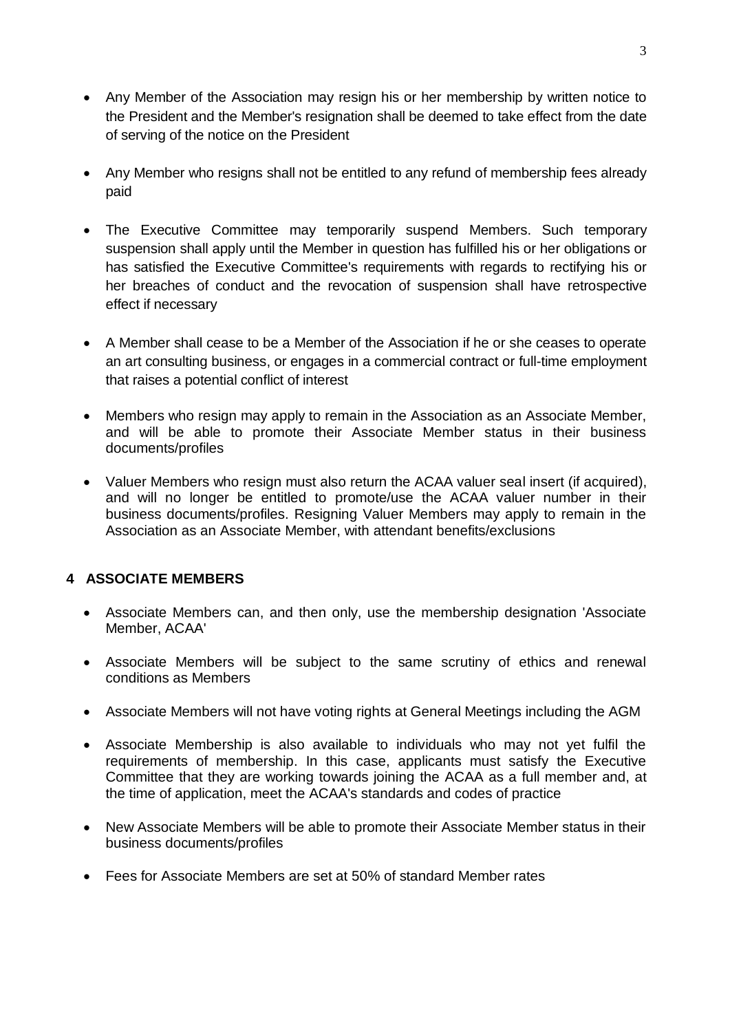- Any Member of the Association may resign his or her membership by written notice to the President and the Member's resignation shall be deemed to take effect from the date of serving of the notice on the President

- Any Member who resigns shall not be entitled to any refund of membership fees already paid

- The Executive Committee may temporarily suspend Members. Such temporary suspension shall apply until the Member in question has fulfilled his or her obligations or has satisfied the Executive Committee's requirements with regards to rectifying his or her breaches of conduct and the revocation of suspension shall have retrospective effect if necessary

- A Member shall cease to be a Member of the Association if he or she ceases to operate an art consulting business, or engages in a commercial contract or full-time employment that raises a potential conflict of interest

- Members who resign may apply to remain in the Association as an Associate Member, and will be able to promote their Associate Member status in their business documents/profiles

- Valuer Members who resign must also return the ACAA valuer seal insert (if acquired), and will no longer be entitled to promote/use the ACAA valuer number in their business documents/profiles. Resigning Valuer Members may apply to remain in the Association as an Associate Member, with attendant benefits/exclusions

## 4 ASSOCIATE MEMBERS

- Associate Members can, and then only, use the membership designation 'Associate Member, ACAA'

- Associate Members will be subject to the same scrutiny of ethics and renewal conditions as Members

- Associate Members will not have voting rights at General Meetings including the AGM

- Associate Membership is also available to individuals who may not yet fulfil the requirements of membership. In this case, applicants must satisfy the Executive Committee that they are working towards joining the ACAA as a full member and, at the time of application, meet the ACAA's standards and codes of practice

- New Associate Members will be able to promote their Associate Member status in their business documents/profiles

- Fees for Associate Members are set at 50% of standard Member rates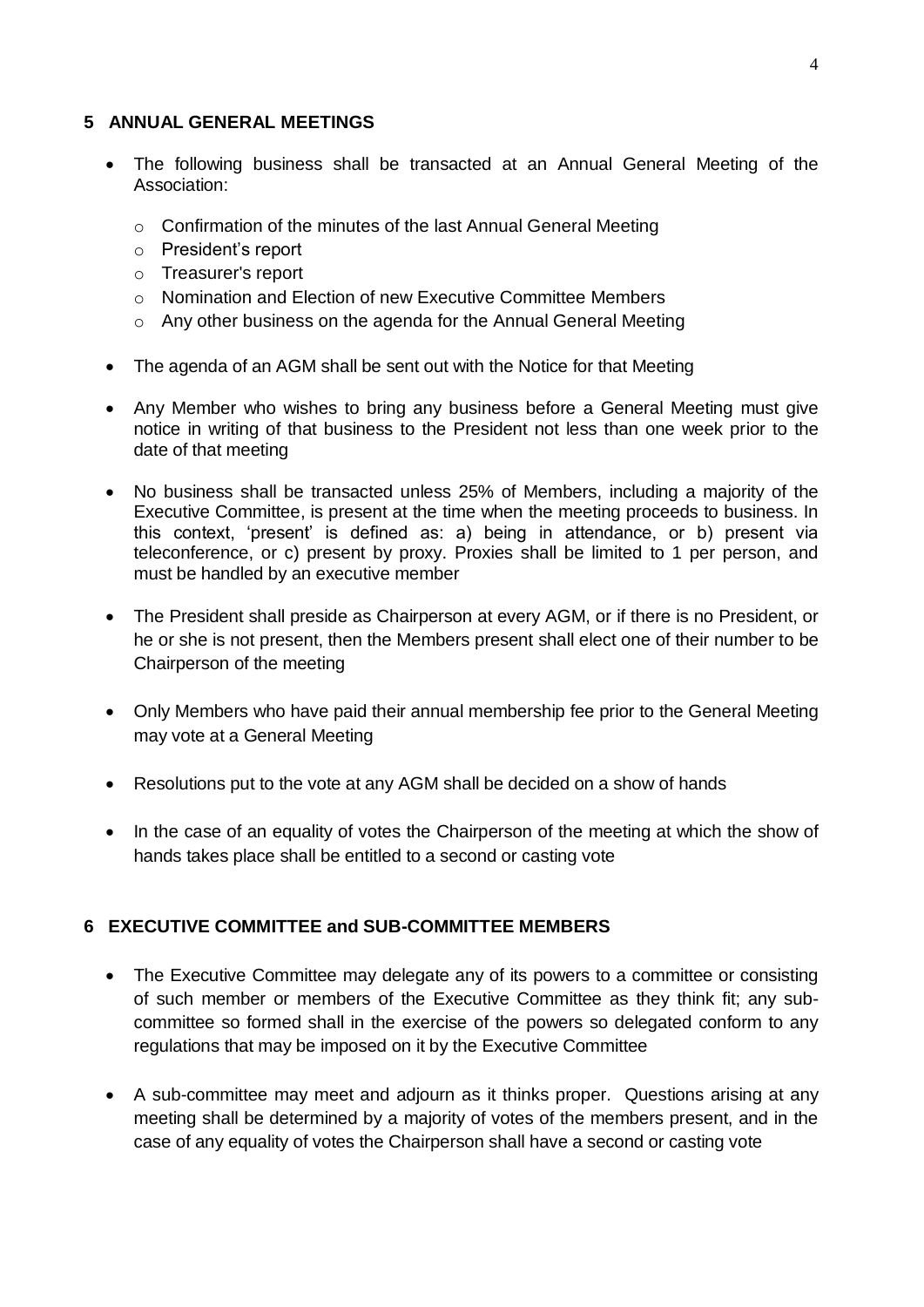## 5 ANNUAL GENERAL MEETINGS

- The following business shall be transacted at an Annual General Meeting of the Association:
  - Confirmation of the minutes of the last Annual General Meeting
  - President's report
  - Treasurer's report
  - Nomination and Election of new Executive Committee Members
  - Any other business on the agenda for the Annual General Meeting
- The agenda of an AGM shall be sent out with the Notice for that Meeting
- Any Member who wishes to bring any business before a General Meeting must give notice in writing of that business to the President not less than one week prior to the date of that meeting
- No business shall be transacted unless 25% of Members, including a majority of the Executive Committee, is present at the time when the meeting proceeds to business. In this context, 'present' is defined as: a) being in attendance, or b) present via teleconference, or c) present by proxy. Proxies shall be limited to 1 per person, and must be handled by an executive member
- The President shall preside as Chairperson at every AGM, or if there is no President, or he or she is not present, then the Members present shall elect one of their number to be Chairperson of the meeting
- Only Members who have paid their annual membership fee prior to the General Meeting may vote at a General Meeting
- Resolutions put to the vote at any AGM shall be decided on a show of hands
- In the case of an equality of votes the Chairperson of the meeting at which the show of hands takes place shall be entitled to a second or casting vote

## 6 EXECUTIVE COMMITTEE and SUB-COMMITTEE MEMBERS

- The Executive Committee may delegate any of its powers to a committee or consisting of such member or members of the Executive Committee as they think fit; any sub-committee so formed shall in the exercise of the powers so delegated conform to any regulations that may be imposed on it by the Executive Committee
- A sub-committee may meet and adjourn as it thinks proper. Questions arising at any meeting shall be determined by a majority of votes of the members present, and in the case of any equality of votes the Chairperson shall have a second or casting vote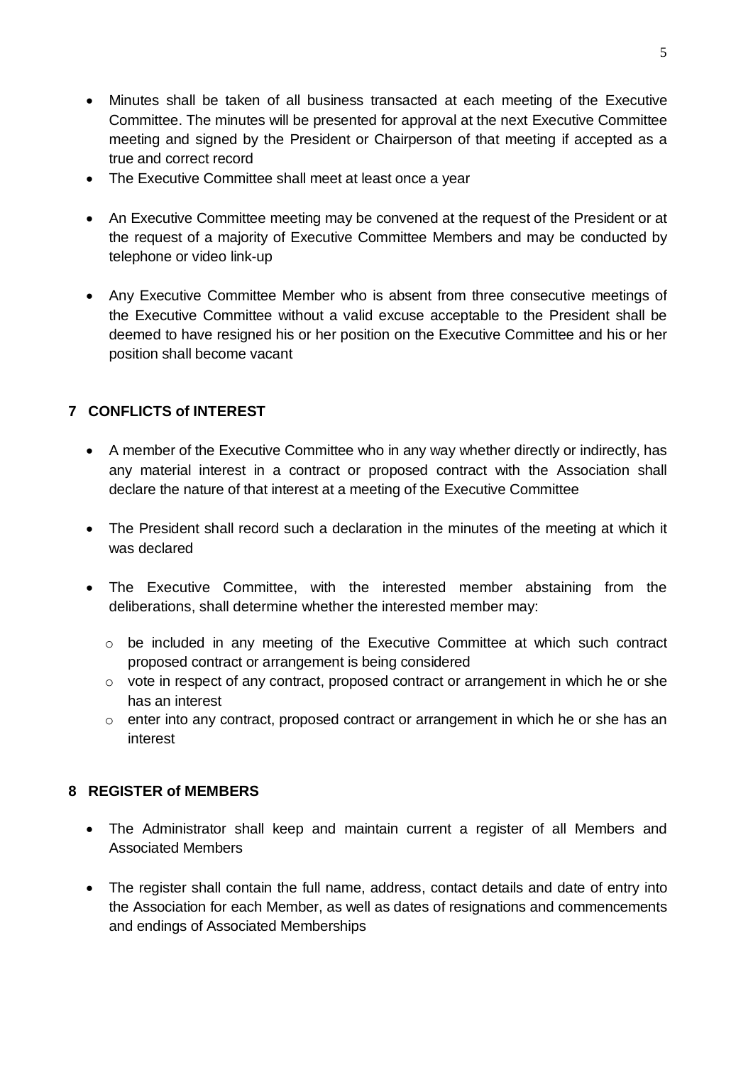- Minutes shall be taken of all business transacted at each meeting of the Executive Committee. The minutes will be presented for approval at the next Executive Committee meeting and signed by the President or Chairperson of that meeting if accepted as a true and correct record
- The Executive Committee shall meet at least once a year
- An Executive Committee meeting may be convened at the request of the President or at the request of a majority of Executive Committee Members and may be conducted by telephone or video link-up
- Any Executive Committee Member who is absent from three consecutive meetings of the Executive Committee without a valid excuse acceptable to the President shall be deemed to have resigned his or her position on the Executive Committee and his or her position shall become vacant

## 7 CONFLICTS of INTEREST

- A member of the Executive Committee who in any way whether directly or indirectly, has any material interest in a contract or proposed contract with the Association shall declare the nature of that interest at a meeting of the Executive Committee
- The President shall record such a declaration in the minutes of the meeting at which it was declared
- The Executive Committee, with the interested member abstaining from the deliberations, shall determine whether the interested member may:
    - be included in any meeting of the Executive Committee at which such contract proposed contract or arrangement is being considered
    - vote in respect of any contract, proposed contract or arrangement in which he or she has an interest
    - enter into any contract, proposed contract or arrangement in which he or she has an interest

## 8 REGISTER of MEMBERS

- The Administrator shall keep and maintain current a register of all Members and Associated Members
- The register shall contain the full name, address, contact details and date of entry into the Association for each Member, as well as dates of resignations and commencements and endings of Associated Memberships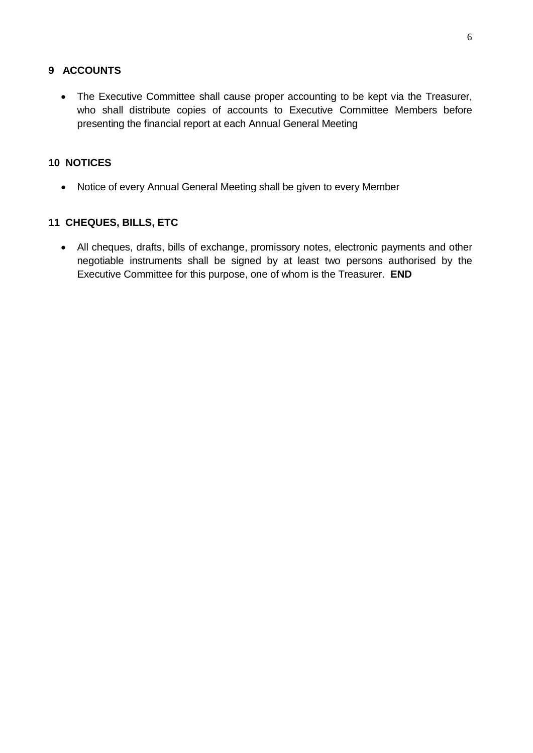## 9 ACCOUNTS

- The Executive Committee shall cause proper accounting to be kept via the Treasurer, who shall distribute copies of accounts to Executive Committee Members before presenting the financial report at each Annual General Meeting

## 10 NOTICES

- Notice of every Annual General Meeting shall be given to every Member

## 11 CHEQUES, BILLS, ETC

- All cheques, drafts, bills of exchange, promissory notes, electronic payments and other negotiable instruments shall be signed by at least two persons authorised by the Executive Committee for this purpose, one of whom is the Treasurer. **END**